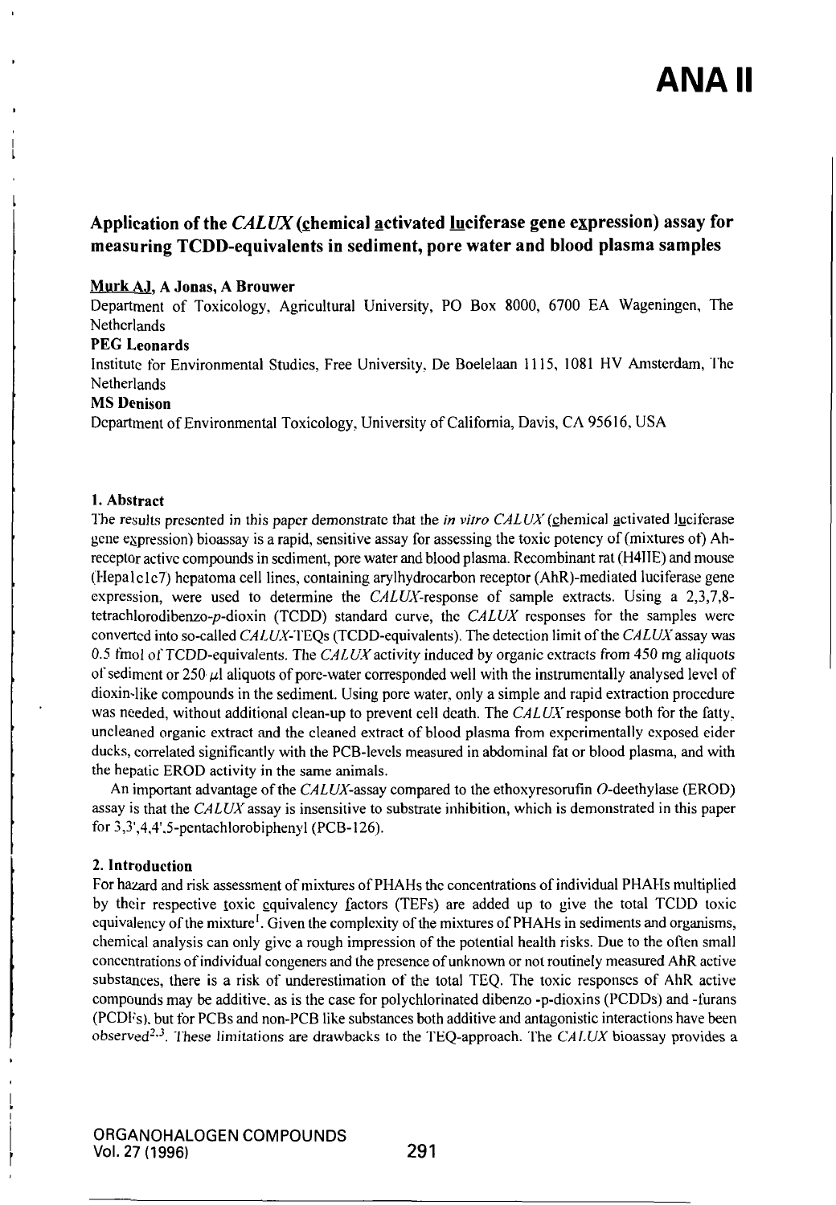# ANA II

## Application of the *CALUX* (chemical activated luciferase gene expression) assay for measuring TCDD-equivalents in sediment, pore water and blood plasma samples

**Murk AJ**, A Jonas, A Brouwer

Department of Toxicology, Agricultural University, PO Box 8000, 6700 EA Wageningen, The Netherlands

**PEG Leonards**

Institute for Environmental Studies, Free University, De Boelelaan 1115, 1081 HV Amsterdam, The Netherlands

**MS Denison**

Department of Environmental Toxicology, University of California, Davis, CA 95616, USA

### 1. Abstract

The results presented in this paper demonstrate that the *in vitro CALUX* (chemical activated luciferase gene expression) bioassay is a rapid, sensitive assay for assessing the toxic potency of (mixtures of) Ah-receptor active compounds in sediment, pore water and blood plasma. Recombinant rat (H4IIE) and mouse (Hepa1c1c7) hepatoma cell lines, containing arylhydrocarbon receptor (AhR)-mediated luciferase gene expression, were used to determine the *CALUX*-response of sample extracts. Using a 2,3,7,8-tetrachlorodibenzo-*p*-dioxin (TCDD) standard curve, the *CALUX* responses for the samples were converted into so-called *CALUX*-TEQs (TCDD-equivalents). The detection limit of the *CALUX* assay was 0.5 fmol of TCDD-equivalents. The *CALUX* activity induced by organic extracts from 450 mg aliquots of sediment or 250 $\mu$l aliquots of pore-water corresponded well with the instrumentally analysed level of dioxin-like compounds in the sediment. Using pore water, only a simple and rapid extraction procedure was needed, without additional clean-up to prevent cell death. The *CALUX* response both for the fatty, uncleaned organic extract and the cleaned extract of blood plasma from experimentally exposed eider ducks, correlated significantly with the PCB-levels measured in abdominal fat or blood plasma, and with the hepatic EROD activity in the same animals.

An important advantage of the *CALUX*-assay compared to the ethoxyresorufin *O*-deethylase (EROD) assay is that the *CALUX* assay is insensitive to substrate inhibition, which is demonstrated in this paper for 3,3',4,4',5-pentachlorobiphenyl (PCB-126).

### 2. Introduction

For hazard and risk assessment of mixtures of PHAHs the concentrations of individual PHAHs multiplied by their respective toxic equivalency factors (TEFs) are added up to give the total TCDD toxic equivalency of the mixture[1]. Given the complexity of the mixtures of PHAHs in sediments and organisms, chemical analysis can only give a rough impression of the potential health risks. Due to the often small concentrations of individual congeners and the presence of unknown or not routinely measured AhR active substances, there is a risk of underestimation of the total TEQ. The toxic responses of AhR active compounds may be additive, as is the case for polychlorinated dibenzo -p-dioxins (PCDDs) and -furans (PCDFs), but for PCBs and non-PCB like substances both additive and antagonistic interactions have been observed[2,3]. These limitations are drawbacks to the TEQ-approach. The *CALUX* bioassay provides a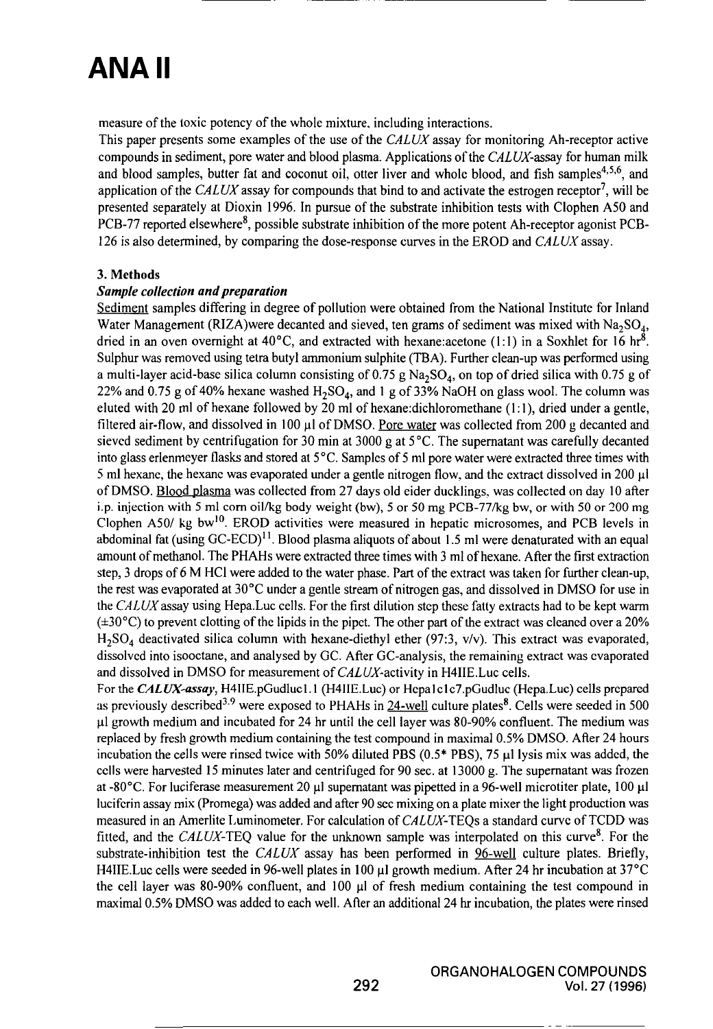measure of the toxic potency of the whole mixture, including interactions.

This paper presents some examples of the use of the *CALUX* assay for monitoring Ah-receptor active compounds in sediment, pore water and blood plasma. Applications of the *CALUX*-assay for human milk and blood samples, butter fat and coconut oil, otter liver and whole blood, and fish samples[4,5,6], and application of the *CALUX* assay for compounds that bind to and activate the estrogen receptor[7], will be presented separately at Dioxin 1996. In pursue of the substrate inhibition tests with Clophen A50 and PCB-77 reported elsewhere[8], possible substrate inhibition of the more potent Ah-receptor agonist PCB-126 is also determined, by comparing the dose-response curves in the EROD and *CALUX* assay.

### 3. Methods

#### *Sample collection and preparation*

Sediment samples differing in degree of pollution were obtained from the National Institute for Inland Water Management (RIZA)were decanted and sieved, ten grams of sediment was mixed with $Na_2SO_4$, dried in an oven overnight at 40°C, and extracted with hexane:acetone (1:1) in a Soxhlet for 16 hr[8]. Sulphur was removed using tetra butyl ammonium sulphite (TBA). Further clean-up was performed using a multi-layer acid-base silica column consisting of 0.75 g $Na_2SO_4$, on top of dried silica with 0.75 g of 22% and 0.75 g of 40% hexane washed $H_2SO_4$, and 1 g of 33% NaOH on glass wool. The column was eluted with 20 ml of hexane followed by 20 ml of hexane:dichloromethane (1:1), dried under a gentle, filtered air-flow, and dissolved in 100 µl of DMSO. Pore water was collected from 200 g decanted and sieved sediment by centrifugation for 30 min at 3000 g at 5°C. The supernatant was carefully decanted into glass erlenmeyer flasks and stored at 5°C. Samples of 5 ml pore water were extracted three times with 5 ml hexane, the hexane was evaporated under a gentle nitrogen flow, and the extract dissolved in 200 µl of DMSO. Blood plasma was collected from 27 days old eider ducklings, was collected on day 10 after i.p. injection with 5 ml corn oil/kg body weight (bw), 5 or 50 mg PCB-77/kg bw, or with 50 or 200 mg Clophen A50/ kg bw[10]. EROD activities were measured in hepatic microsomes, and PCB levels in abdominal fat (using GC-ECD)[11]. Blood plasma aliquots of about 1.5 ml were denaturated with an equal amount of methanol. The PHAHs were extracted three times with 3 ml of hexane. After the first extraction step, 3 drops of 6 M HCl were added to the water phase. Part of the extract was taken for further clean-up, the rest was evaporated at 30°C under a gentle stream of nitrogen gas, and dissolved in DMSO for use in the *CALUX* assay using Hepa.Luc cells. For the first dilution step these fatty extracts had to be kept warm (±30°C) to prevent clotting of the lipids in the pipet. The other part of the extract was cleaned over a 20% $H_2SO_4$ deactivated silica column with hexane-diethyl ether (97:3, v/v). This extract was evaporated, dissolved into isooctane, and analysed by GC. After GC-analysis, the remaining extract was evaporated and dissolved in DMSO for measurement of *CALUX*-activity in H4IIE.Luc cells.

For the ***CALUX-assay***, H4IIE.pGudluc1.1 (H4IIE.Luc) or Hepa1c1c7.pGudluc (Hepa.Luc) cells prepared as previously described[3,9] were exposed to PHAHs in 24-well culture plates[8]. Cells were seeded in 500 µl growth medium and incubated for 24 hr until the cell layer was 80-90% confluent. The medium was replaced by fresh growth medium containing the test compound in maximal 0.5% DMSO. After 24 hours incubation the cells were rinsed twice with 50% diluted PBS (0.5* PBS), 75 µl lysis mix was added, the cells were harvested 15 minutes later and centrifuged for 90 sec. at 13000 g. The supernatant was frozen at -80°C. For luciferase measurement 20 µl supernatant was pipetted in a 96-well microtiter plate, 100 µl luciferin assay mix (Promega) was added and after 90 sec mixing on a plate mixer the light production was measured in an Amerlite Luminometer. For calculation of *CALUX*-TEQs a standard curve of TCDD was fitted, and the *CALUX*-TEQ value for the unknown sample was interpolated on this curve[8]. For the substrate-inhibition test the *CALUX* assay has been performed in 96-well culture plates. Briefly, H4IIE.Luc cells were seeded in 96-well plates in 100 µl growth medium. After 24 hr incubation at 37°C the cell layer was 80-90% confluent, and 100 µl of fresh medium containing the test compound in maximal 0.5% DMSO was added to each well. After an additional 24 hr incubation, the plates were rinsed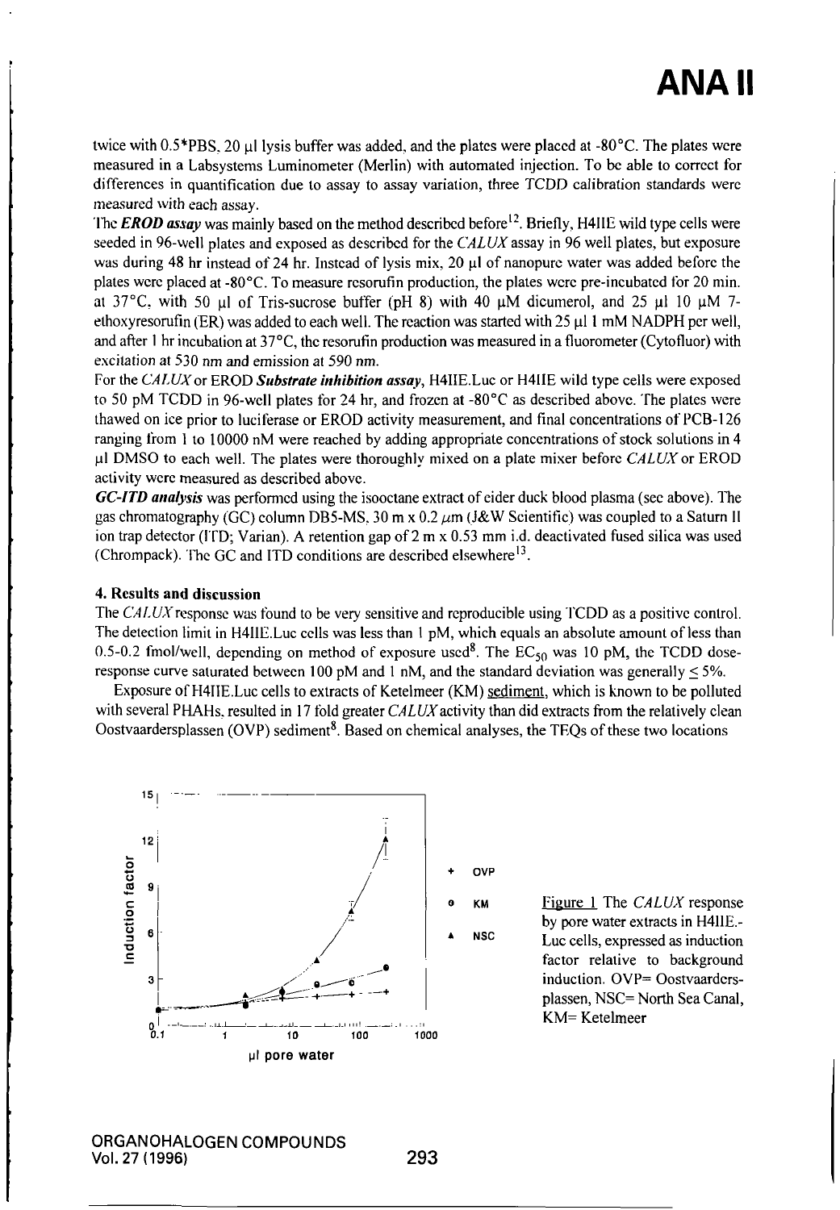twice with 0.5*PBS, 20 µl lysis buffer was added, and the plates were placed at -80°C. The plates were measured in a Labsystems Luminometer (Merlin) with automated injection. To be able to correct for differences in quantification due to assay to assay variation, three TCDD calibration standards were measured with each assay.

The ***EROD assay*** was mainly based on the method described before[12]. Briefly, H4IIE wild type cells were seeded in 96-well plates and exposed as described for the *CALUX* assay in 96 well plates, but exposure was during 48 hr instead of 24 hr. Instead of lysis mix, 20 µl of nanopure water was added before the plates were placed at -80°C. To measure resorufin production, the plates were pre-incubated for 20 min. at 37°C, with 50 µl of Tris-sucrose buffer (pH 8) with 40 µM dicumerol, and 25 µl 10 µM 7-ethoxyresorufin (ER) was added to each well. The reaction was started with 25 µl 1 mM NADPH per well, and after 1 hr incubation at 37°C, the resorufin production was measured in a fluorometer (Cytofluor) with excitation at 530 nm and emission at 590 nm.

For the *CALUX* or EROD ***Substrate inhibition assay***, H4IIE.Luc or H4IIE wild type cells were exposed to 50 pM TCDD in 96-well plates for 24 hr, and frozen at -80°C as described above. The plates were thawed on ice prior to luciferase or EROD activity measurement, and final concentrations of PCB-126 ranging from 1 to 10000 nM were reached by adding appropriate concentrations of stock solutions in 4 µl DMSO to each well. The plates were thoroughly mixed on a plate mixer before *CALUX* or EROD activity were measured as described above.

***GC-ITD analysis*** was performed using the isooctane extract of eider duck blood plasma (see above). The gas chromatography (GC) column DB5-MS, 30 m x 0.2 µm (J&W Scientific) was coupled to a Saturn II ion trap detector (ITD; Varian). A retention gap of 2 m x 0.53 mm i.d. deactivated fused silica was used (Chrompack). The GC and ITD conditions are described elsewhere[13].

## 4. Results and discussion

The *CALUX* response was found to be very sensitive and reproducible using TCDD as a positive control. The detection limit in H4IIE.Luc cells was less than 1 pM, which equals an absolute amount of less than 0.5-0.2 fmol/well, depending on method of exposure used[8]. The $EC_{50}$ was 10 pM, the TCDD dose-response curve saturated between 100 pM and 1 nM, and the standard deviation was generally ≤ 5%.

Exposure of H4IIE.Luc cells to extracts of Ketelmeer (KM) sediment, which is known to be polluted with several PHAHs, resulted in 17 fold greater *CALUX* activity than did extracts from the relatively clean Oostvaardersplassen (OVP) sediment[8]. Based on chemical analyses, the TEQs of these two locations

Induction factor
15
12
9
6
3
0
0.1
1
10
100
1000
µl pore water
+ OVP
o KM
▲ NSC

Figure 1 The *CALUX* response by pore water extracts in H4IIE.-Luc cells, expressed as induction factor relative to background induction. OVP= Oostvaardersplassen, NSC= North Sea Canal, KM= Ketelmeer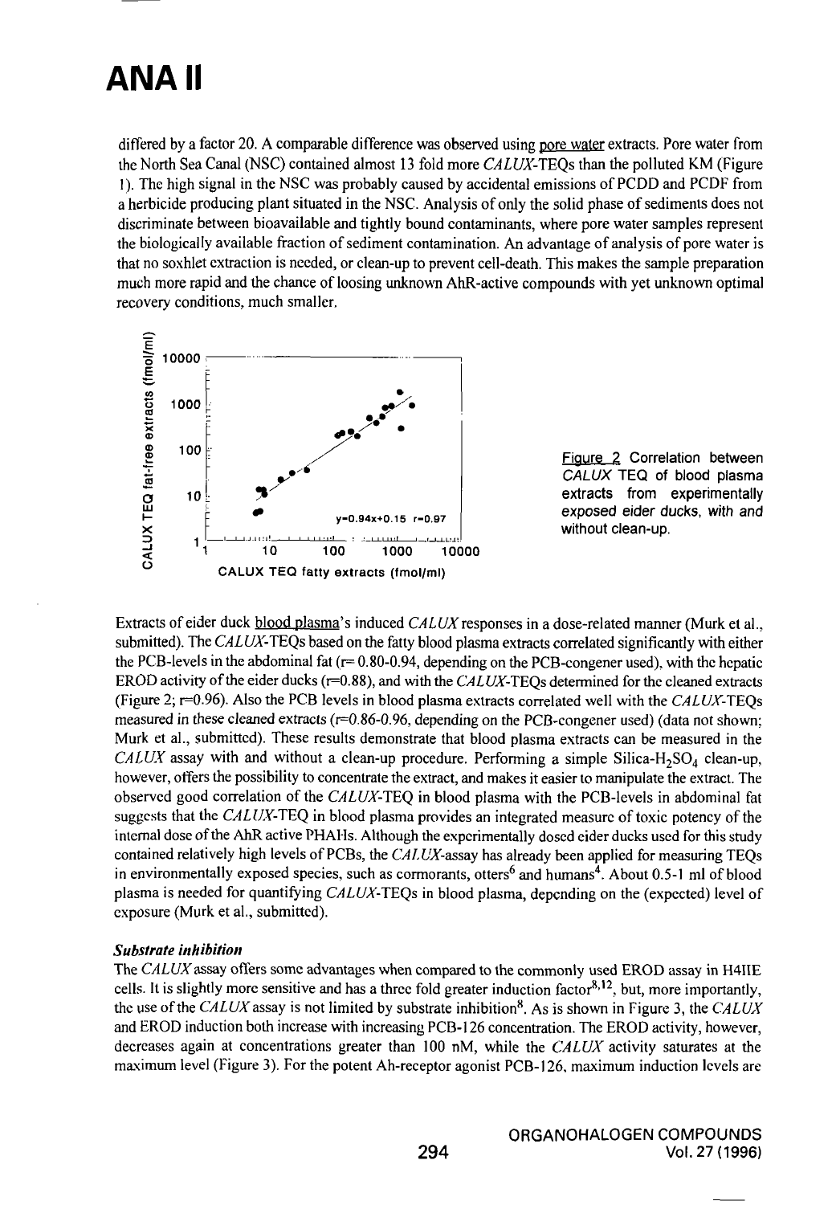differed by a factor 20. A comparable difference was observed using pore water extracts. Pore water from the North Sea Canal (NSC) contained almost 13 fold more *CALUX*-TEQs than the polluted KM (Figure 1). The high signal in the NSC was probably caused by accidental emissions of PCDD and PCDF from a herbicide producing plant situated in the NSC. Analysis of only the solid phase of sediments does not discriminate between bioavailable and tightly bound contaminants, where pore water samples represent the biologically available fraction of sediment contamination. An advantage of analysis of pore water is that no soxhlet extraction is needed, or clean-up to prevent cell-death. This makes the sample preparation much more rapid and the chance of loosing unknown AhR-active compounds with yet unknown optimal recovery conditions, much smaller.

CALUX TEQ fat-free extracts (fmol/ml)

10000

1000

100

10

1

y=0.94x+0.15 r=0.97

1 10 100 1000 10000

CALUX TEQ fatty extracts (fmol/ml)

Figure 2 Correlation between *CALUX* TEQ of blood plasma extracts from experimentally exposed eider ducks, with and without clean-up.

Extracts of eider duck blood plasma's induced *CALUX* responses in a dose-related manner (Murk et al., submitted). The *CALUX*-TEQs based on the fatty blood plasma extracts correlated significantly with either the PCB-levels in the abdominal fat (r= 0.80-0.94, depending on the PCB-congener used), with the hepatic EROD activity of the eider ducks (r=0.88), and with the *CALUX*-TEQs determined for the cleaned extracts (Figure 2; r=0.96). Also the PCB levels in blood plasma extracts correlated well with the *CALUX*-TEQs measured in these cleaned extracts (r=0.86-0.96, depending on the PCB-congener used) (data not shown; Murk et al., submitted). These results demonstrate that blood plasma extracts can be measured in the *CALUX* assay with and without a clean-up procedure. Performing a simple Silica-$H_2SO_4$ clean-up, however, offers the possibility to concentrate the extract, and makes it easier to manipulate the extract. The observed good correlation of the *CALUX*-TEQ in blood plasma with the PCB-levels in abdominal fat suggests that the *CALUX*-TEQ in blood plasma provides an integrated measure of toxic potency of the internal dose of the AhR active PHAHs. Although the experimentally dosed eider ducks used for this study contained relatively high levels of PCBs, the *CALUX*-assay has already been applied for measuring TEQs in environmentally exposed species, such as cormorants, otters[6] and humans[4]. About 0.5-1 ml of blood plasma is needed for quantifying *CALUX*-TEQs in blood plasma, depending on the (expected) level of exposure (Murk et al., submitted).

***Substrate inhibition***

The *CALUX* assay offers some advantages when compared to the commonly used EROD assay in H4IIE cells. It is slightly more sensitive and has a three fold greater induction factor[8,12], but, more importantly, the use of the *CALUX* assay is not limited by substrate inhibition[8]. As is shown in Figure 3, the *CALUX* and EROD induction both increase with increasing PCB-126 concentration. The EROD activity, however, decreases again at concentrations greater than 100 nM, while the *CALUX* activity saturates at the maximum level (Figure 3). For the potent Ah-receptor agonist PCB-126, maximum induction levels are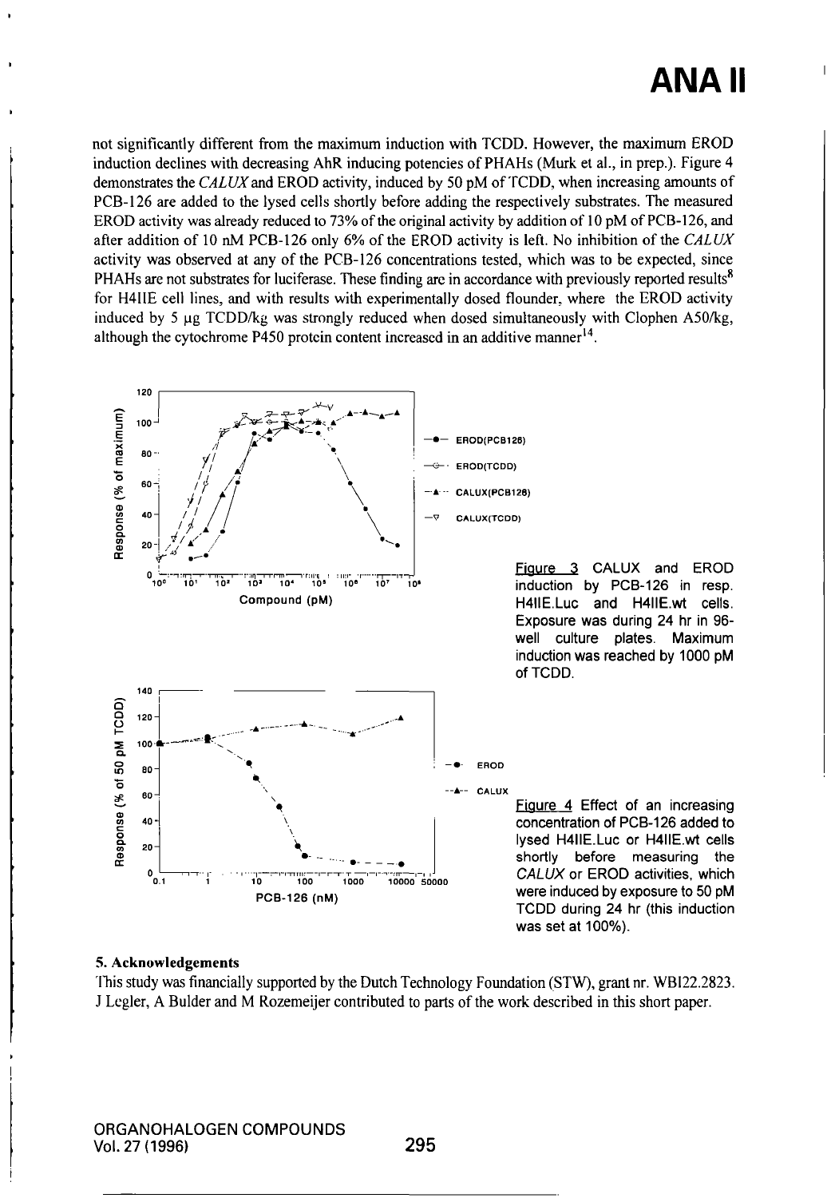not significantly different from the maximum induction with TCDD. However, the maximum EROD induction declines with decreasing AhR inducing potencies of PHAHs (Murk et al., in prep.). Figure 4 demonstrates the *CALUX* and EROD activity, induced by 50 pM of TCDD, when increasing amounts of PCB-126 are added to the lysed cells shortly before adding the respectively substrates. The measured EROD activity was already reduced to 73% of the original activity by addition of 10 pM of PCB-126, and after addition of 10 nM PCB-126 only 6% of the EROD activity is left. No inhibition of the *CALUX* activity was observed at any of the PCB-126 concentrations tested, which was to be expected, since PHAHs are not substrates for luciferase. These finding are in accordance with previously reported results[8] for H4IIE cell lines, and with results with experimentally dosed flounder, where the EROD activity induced by 5 µg TCDD/kg was strongly reduced when dosed simultaneously with Clophen A50/kg, although the cytochrome P450 protein content increased in an additive manner[14].

Response (% of maximum)
120
100
80
60
40
20
0
$10^0$ $10^1$ $10^2$ $10^3$ $10^4$ $10^5$ $10^6$ $10^7$ $10^8$
Compound (pM)
EROD(PCB126)
EROD(TCDD)
CALUX(PCB126)
CALUX(TCDD)

Figure 3 CALUX and EROD induction by PCB-126 in resp. H4IIE.Luc and H4IIE.wt cells. Exposure was during 24 hr in 96-well culture plates. Maximum induction was reached by 1000 pM of TCDD.

Response (% of 50 pM TCDD)
140
120
100
80
60
40
20
0
0.1 1 10 100 1000 10000 50000
PCB-126 (nM)
EROD
CALUX

Figure 4 Effect of an increasing concentration of PCB-126 added to lysed H4IIE.Luc or H4IIE.wt cells shortly before measuring the *CALUX* or EROD activities, which were induced by exposure to 50 pM TCDD during 24 hr (this induction was set at 100%).

## 5. Acknowledgements

This study was financially supported by the Dutch Technology Foundation (STW), grant nr. WB122.2823. J Legler, A Bulder and M Rozemeijer contributed to parts of the work described in this short paper.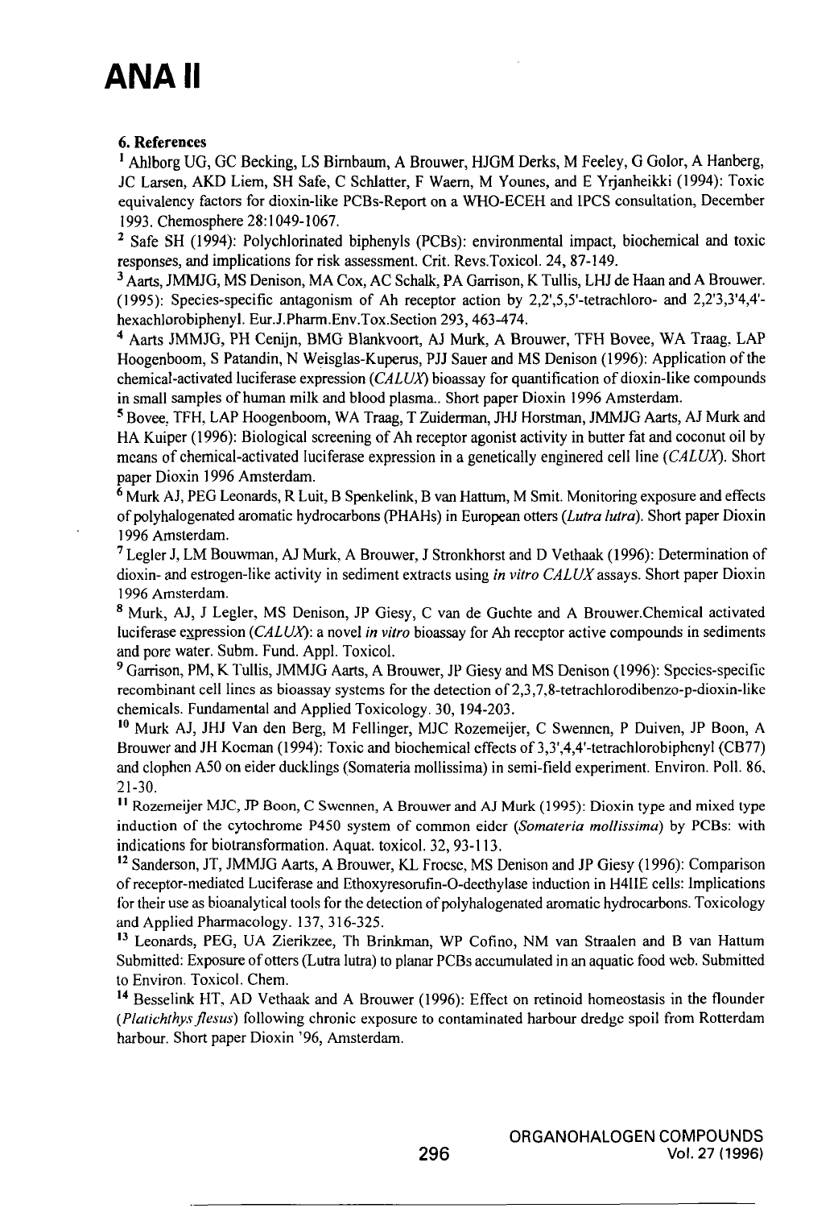## 6. References

[1] Ahlborg UG, GC Becking, LS Birnbaum, A Brouwer, HJGM Derks, M Feeley, G Golor, A Hanberg, JC Larsen, AKD Liem, SH Safe, C Schlatter, F Waern, M Younes, and E Yrjanheikki (1994): Toxic equivalency factors for dioxin-like PCBs-Report on a WHO-ECEH and IPCS consultation, December 1993. Chemosphere 28:1049-1067.

[2] Safe SH (1994): Polychlorinated biphenyls (PCBs): environmental impact, biochemical and toxic responses, and implications for risk assessment. Crit. Revs.Toxicol. 24, 87-149.

[3] Aarts, JMMJG, MS Denison, MA Cox, AC Schalk, PA Garrison, K Tullis, LHJ de Haan and A Brouwer. (1995): Species-specific antagonism of Ah receptor action by 2,2',5,5'-tetrachloro- and 2,2'3,3'4,4'-hexachlorobiphenyl. Eur.J.Pharm.Env.Tox.Section 293, 463-474.

[4] Aarts JMMJG, PH Cenijn, BMG Blankvoort, AJ Murk, A Brouwer, TFH Bovee, WA Traag, LAP Hoogenboom, S Patandin, N Weisglas-Kuperus, PJJ Sauer and MS Denison (1996): Application of the chemical-activated luciferase expression (*CALUX*) bioassay for quantification of dioxin-like compounds in small samples of human milk and blood plasma.. Short paper Dioxin 1996 Amsterdam.

[5] Bovee, TFH, LAP Hoogenboom, WA Traag, T Zuiderman, JHJ Horstman, JMMJG Aarts, AJ Murk and HA Kuiper (1996): Biological screening of Ah receptor agonist activity in butter fat and coconut oil by means of chemical-activated luciferase expression in a genetically engineered cell line (*CALUX*). Short paper Dioxin 1996 Amsterdam.

[6] Murk AJ, PEG Leonards, R Luit, B Spenkelink, B van Hattum, M Smit. Monitoring exposure and effects of polyhalogenated aromatic hydrocarbons (PHAHs) in European otters (*Lutra lutra*). Short paper Dioxin 1996 Amsterdam.

[7] Legler J, LM Bouwman, AJ Murk, A Brouwer, J Stronkhorst and D Vethaak (1996): Determination of dioxin- and estrogen-like activity in sediment extracts using *in vitro CALUX* assays. Short paper Dioxin 1996 Amsterdam.

[8] Murk, AJ, J Legler, MS Denison, JP Giesy, C van de Guchte and A Brouwer.Chemical activated luciferase expression (*CALUX*): a novel *in vitro* bioassay for Ah receptor active compounds in sediments and pore water. Subm. Fund. Appl. Toxicol.

[9] Garrison, PM, K Tullis, JMMJG Aarts, A Brouwer, JP Giesy and MS Denison (1996): Species-specific recombinant cell lines as bioassay systems for the detection of 2,3,7,8-tetrachlorodibenzo-p-dioxin-like chemicals. Fundamental and Applied Toxicology. 30, 194-203.

[10] Murk AJ, JHJ Van den Berg, M Fellinger, MJC Rozemeijer, C Swennen, P Duiven, JP Boon, A Brouwer and JH Koeman (1994): Toxic and biochemical effects of 3,3',4,4'-tetrachlorobiphenyl (CB77) and clophen A50 on eider ducklings (Somateria mollissima) in semi-field experiment. Environ. Poll. 86, 21-30.

[11] Rozemeijer MJC, JP Boon, C Swennen, A Brouwer and AJ Murk (1995): Dioxin type and mixed type induction of the cytochrome P450 system of common eider (*Somateria mollissima*) by PCBs: with indications for biotransformation. Aquat. toxicol. 32, 93-113.

[12] Sanderson, JT, JMMJG Aarts, A Brouwer, KL Froese, MS Denison and JP Giesy (1996): Comparison of receptor-mediated Luciferase and Ethoxyresorufin-O-deethylase induction in H4IIE cells: Implications for their use as bioanalytical tools for the detection of polyhalogenated aromatic hydrocarbons. Toxicology and Applied Pharmacology. 137, 316-325.

[13] Leonards, PEG, UA Zierikzee, Th Brinkman, WP Cofino, NM van Straalen and B van Hattum Submitted: Exposure of otters (Lutra lutra) to planar PCBs accumulated in an aquatic food web. Submitted to Environ. Toxicol. Chem.

[14] Besselink HT, AD Vethaak and A Brouwer (1996): Effect on retinoid homeostasis in the flounder (*Platichthys flesus*) following chronic exposure to contaminated harbour dredge spoil from Rotterdam harbour. Short paper Dioxin '96, Amsterdam.